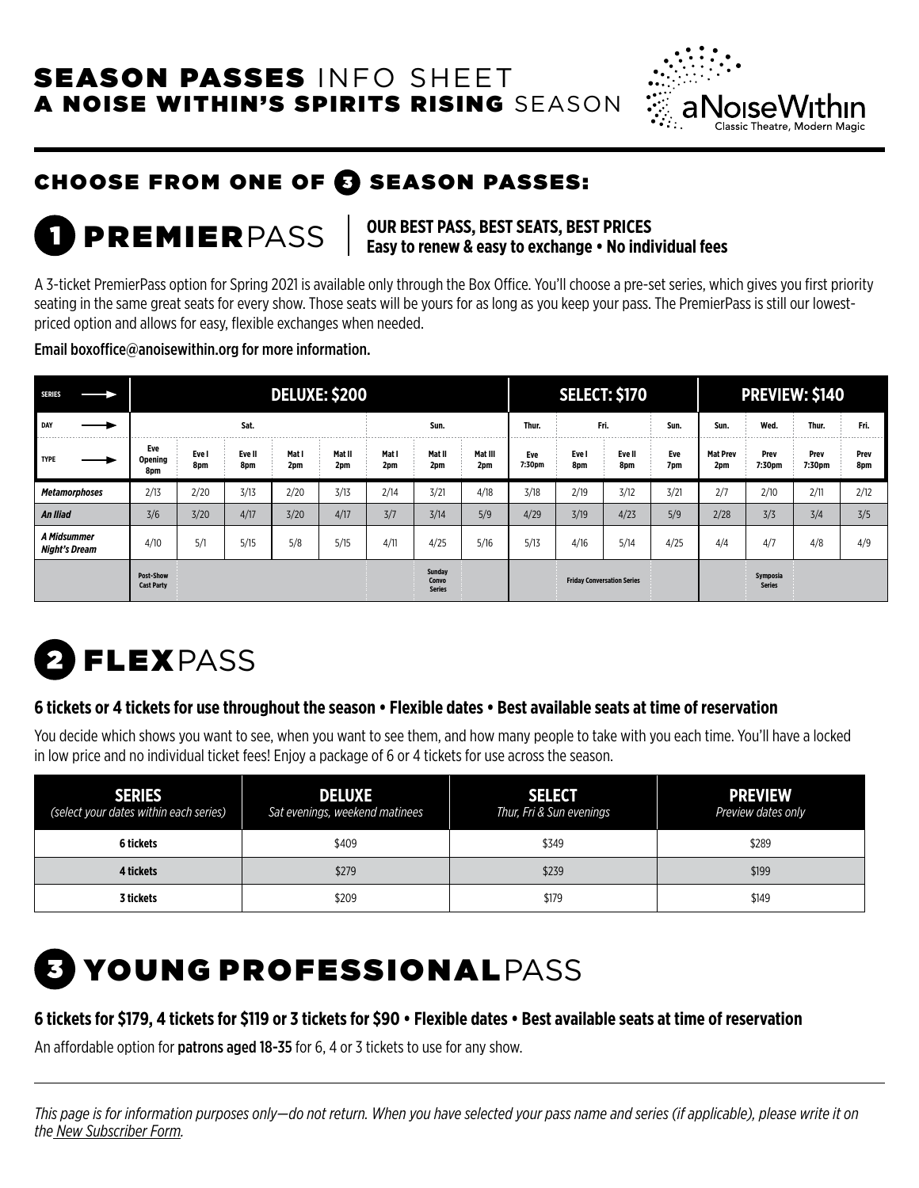# SEASON PASSES INFO SHEET
# A NOISE WITHIN'S SPIRITS RISING SEASON

aNoiseWithin
Classic Theatre, Modern Magic

## CHOOSE FROM ONE OF 3 SEASON PASSES:

## 1 PREMIERPASS

**OUR BEST PASS, BEST SEATS, BEST PRICES**
**Easy to renew & easy to exchange • No individual fees**

A 3-ticket PremierPass option for Spring 2021 is available only through the Box Office. You'll choose a pre-set series, which gives you first priority seating in the same great seats for every show. Those seats will be yours for as long as you keep your pass. The PremierPass is still our lowest-priced option and allows for easy, flexible exchanges when needed.

Email boxoffice@anoisewithin.org for more information.

| SERIES → | DELUXE: $200 | | | | | | | | SELECT: $170 | | | | PREVIEW: $140 | | | |
|---|---|---|---|---|---|---|---|---|---|---|---|---|---|---|---|---|
| DAY → | Sat. | | | | | Sun. | | | Thur. | Fri. | | Sun. | Sun. | Wed. | Thur. | Fri. |
| TYPE → | Eve Opening 8pm | Eve I 8pm | Eve II 8pm | Mat I 2pm | Mat II 2pm | Mat I 2pm | Mat II 2pm | Mat III 2pm | Eve 7:30pm | Eve I 8pm | Eve II 8pm | Eve 7pm | Mat Prev 2pm | Prev 7:30pm | Prev 7:30pm | Prev 8pm |
| ***Metamorphoses*** | 2/13 | 2/20 | 3/13 | 2/20 | 3/13 | 2/14 | 3/21 | 4/18 | 3/18 | 2/19 | 3/12 | 3/21 | 2/7 | 2/10 | 2/11 | 2/12 |
| ***An Iliad*** | 3/6 | 3/20 | 4/17 | 3/20 | 4/17 | 3/7 | 3/14 | 5/9 | 4/29 | 3/19 | 4/23 | 5/9 | 2/28 | 3/3 | 3/4 | 3/5 |
| ***A Midsummer Night's Dream*** | 4/10 | 5/1 | 5/15 | 5/8 | 5/15 | 4/11 | 4/25 | 5/16 | 5/13 | 4/16 | 5/14 | 4/25 | 4/4 | 4/7 | 4/8 | 4/9 |
| | Post-Show Cast Party | | | | | | Sunday Convo Series | | | Friday Conversation Series | | | | Symposia Series | | |

## 2 FLEXPASS

**6 tickets or 4 tickets for use throughout the season • Flexible dates • Best available seats at time of reservation**

You decide which shows you want to see, when you want to see them, and how many people to take with you each time. You'll have a locked in low price and no individual ticket fees! Enjoy a package of 6 or 4 tickets for use across the season.

| SERIES *(select your dates within each series)* | DELUXE *Sat evenings, weekend matinees* | SELECT *Thur, Fri & Sun evenings* | PREVIEW *Preview dates only* |
|---|---|---|---|
| **6 tickets** | $409 | $349 | $289 |
| **4 tickets** | $279 | $239 | $199 |
| **3 tickets** | $209 | $179 | $149 |

## 3 YOUNG PROFESSIONALPASS

**6 tickets for $179, 4 tickets for $119 or 3 tickets for $90 • Flexible dates • Best available seats at time of reservation**

An affordable option for **patrons aged 18-35** for 6, 4 or 3 tickets to use for any show.

*This page is for information purposes only—do not return. When you have selected your pass name and series (if applicable), please write it on the New Subscriber Form.*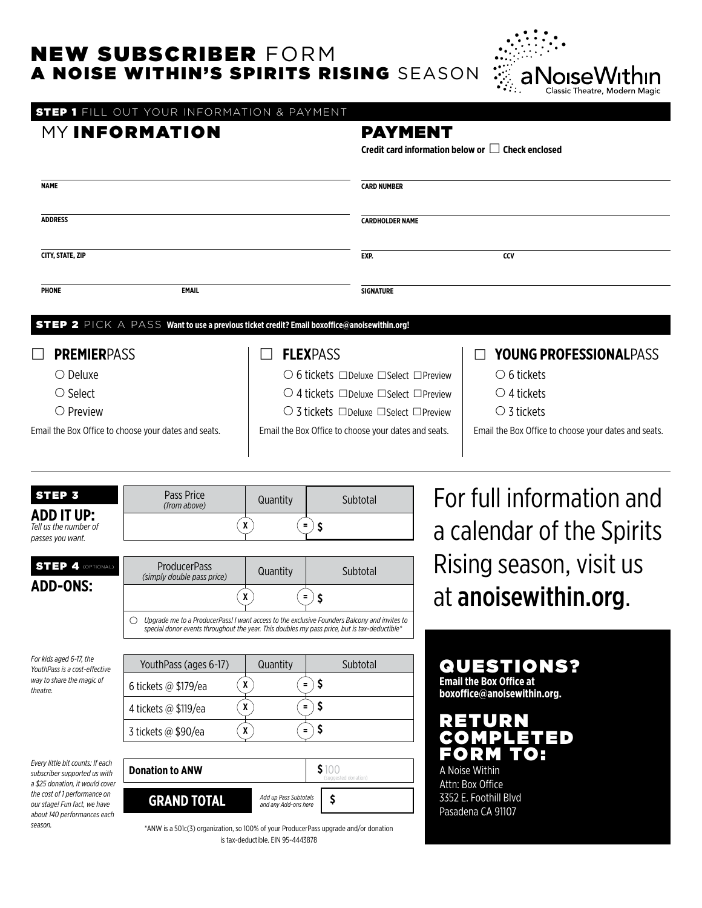# NEW SUBSCRIBER FORM
## A NOISE WITHIN'S SPIRITS RISING SEASON

aNoiseWithin
Classic Theatre, Modern Magic

**STEP 1** FILL OUT YOUR INFORMATION & PAYMENT

## MY INFORMATION

**NAME**

**ADDRESS**

**CITY, STATE, ZIP**

**PHONE** **EMAIL**

## PAYMENT

**Credit card information below or ☐ Check enclosed**

**CARD NUMBER**

**CARDHOLDER NAME**

**EXP.** **CCV**

**SIGNATURE**

**STEP 2** PICK A PASS **Want to use a previous ticket credit? Email boxoffice@anoisewithin.org!**

☐ **PREMIER**PASS
- ○ Deluxe
- ○ Select
- ○ Preview

Email the Box Office to choose your dates and seats.

☐ **FLEX**PASS
- ○ 6 tickets ☐Deluxe ☐Select ☐Preview
- ○ 4 tickets ☐Deluxe ☐Select ☐Preview
- ○ 3 tickets ☐Deluxe ☐Select ☐Preview

Email the Box Office to choose your dates and seats.

☐ **YOUNG PROFESSIONAL**PASS
- ○ 6 tickets
- ○ 4 tickets
- ○ 3 tickets

Email the Box Office to choose your dates and seats.

**STEP 3**

**ADD IT UP:**
*Tell us the number of passes you want.*

| Pass Price *(from above)* | Quantity | Subtotal |
|---|---|---|
| X | = | $ |

**STEP 4** (OPTIONAL)

**ADD-ONS:**

| ProducerPass *(simply double pass price)* | Quantity | Subtotal |
|---|---|---|
| X | = | $ |

○ *Upgrade me to a ProducerPass! I want access to the exclusive Founders Balcony and invites to special donor events throughout the year. This doubles my pass price, but is tax-deductible\**

*For kids aged 6-17, the YouthPass is a cost-effective way to share the magic of theatre.*

| YouthPass (ages 6-17) | Quantity | Subtotal |
|---|---|---|
| 6 tickets @ $179/ea | X | = $ |
| 4 tickets @ $119/ea | X | = $ |
| 3 tickets @ $90/ea | X | = $ |

*Every little bit counts: If each subscriber supported us with a $25 donation, it would cover the cost of 1 performance on our stage! Fun fact, we have about 140 performances each season.*

| | |
|---|---|
| **Donation to ANW** | $100 (suggested donation) |
| **GRAND TOTAL** *Add up Pass Subtotals and any Add-ons here* | $ |

\*ANW is a 501c(3) organization, so 100% of your ProducerPass upgrade and/or donation is tax-deductible. EIN 95-4443878

For full information and a calendar of the Spirits Rising season, visit us at **anoisewithin.org**.

## QUESTIONS?

**Email the Box Office at boxoffice@anoisewithin.org.**

## RETURN COMPLETED FORM TO:

A Noise Within
Attn: Box Office
3352 E. Foothill Blvd
Pasadena CA 91107